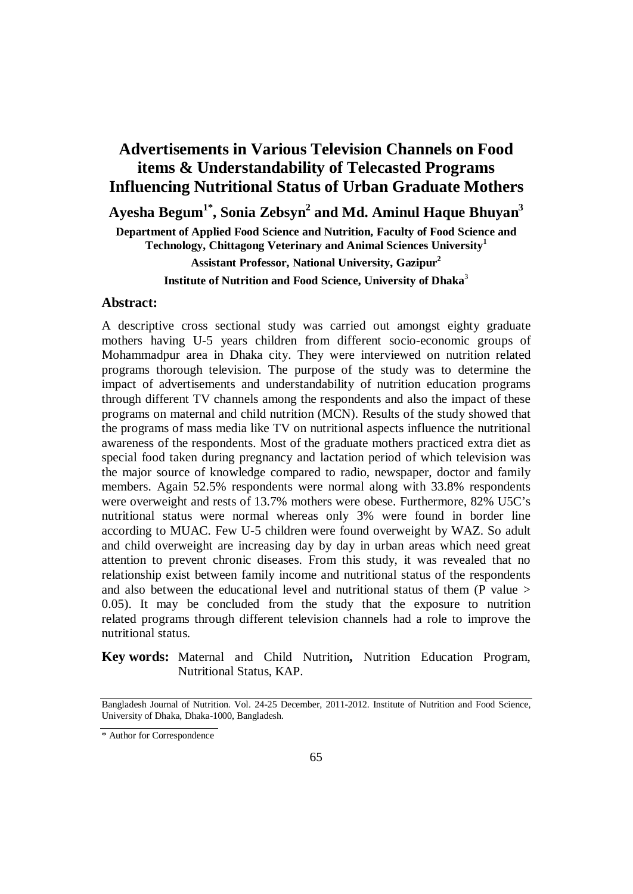# Advertisements in Various Television Channels on Food items & Understandability of Telecasted Programs Influencing Nutritional Status of Urban Graduate Mothers

**Ayesha Begum[1*], Sonia Zebsyn[2] and Md. Aminul Haque Bhuyan[3]**

**Department of Applied Food Science and Nutrition, Faculty of Food Science and Technology, Chittagong Veterinary and Animal Sciences University[1]**

**Assistant Professor, National University, Gazipur[2]**

**Institute of Nutrition and Food Science, University of Dhaka[3]**

## Abstract:

A descriptive cross sectional study was carried out amongst eighty graduate mothers having U-5 years children from different socio-economic groups of Mohammadpur area in Dhaka city. They were interviewed on nutrition related programs thorough television. The purpose of the study was to determine the impact of advertisements and understandability of nutrition education programs through different TV channels among the respondents and also the impact of these programs on maternal and child nutrition (MCN). Results of the study showed that the programs of mass media like TV on nutritional aspects influence the nutritional awareness of the respondents. Most of the graduate mothers practiced extra diet as special food taken during pregnancy and lactation period of which television was the major source of knowledge compared to radio, newspaper, doctor and family members. Again 52.5% respondents were normal along with 33.8% respondents were overweight and rests of 13.7% mothers were obese. Furthermore, 82% U5C's nutritional status were normal whereas only 3% were found in border line according to MUAC. Few U-5 children were found overweight by WAZ. So adult and child overweight are increasing day by day in urban areas which need great attention to prevent chronic diseases. From this study, it was revealed that no relationship exist between family income and nutritional status of the respondents and also between the educational level and nutritional status of them (P value > 0.05). It may be concluded from the study that the exposure to nutrition related programs through different television channels had a role to improve the nutritional status.

**Key words:** Maternal and Child Nutrition**,** Nutrition Education Program, Nutritional Status, KAP.

Bangladesh Journal of Nutrition. Vol. 24-25 December, 2011-2012. Institute of Nutrition and Food Science, University of Dhaka, Dhaka-1000, Bangladesh.

\* Author for Correspondence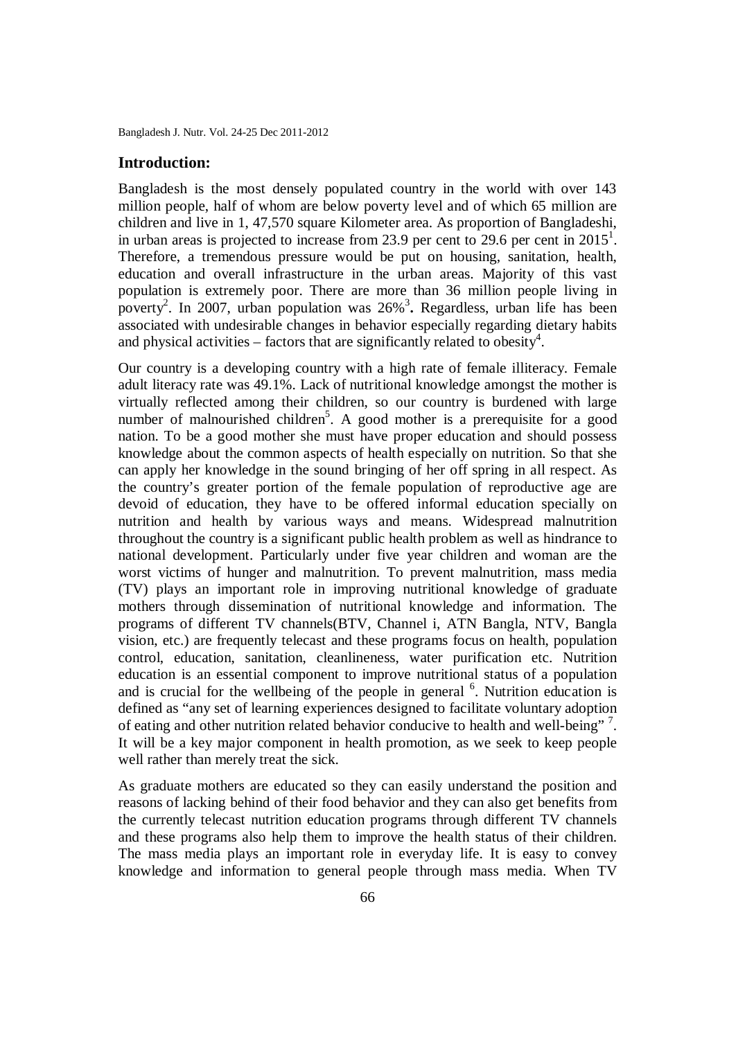## Introduction:

Bangladesh is the most densely populated country in the world with over 143 million people, half of whom are below poverty level and of which 65 million are children and live in 1, 47,570 square Kilometer area. As proportion of Bangladeshi, in urban areas is projected to increase from 23.9 per cent to 29.6 per cent in 2015[1]. Therefore, a tremendous pressure would be put on housing, sanitation, health, education and overall infrastructure in the urban areas. Majority of this vast population is extremely poor. There are more than 36 million people living in poverty[2]. In 2007, urban population was 26%[3]**.** Regardless, urban life has been associated with undesirable changes in behavior especially regarding dietary habits and physical activities – factors that are significantly related to obesity[4].

Our country is a developing country with a high rate of female illiteracy. Female adult literacy rate was 49.1%. Lack of nutritional knowledge amongst the mother is virtually reflected among their children, so our country is burdened with large number of malnourished children[5]. A good mother is a prerequisite for a good nation. To be a good mother she must have proper education and should possess knowledge about the common aspects of health especially on nutrition. So that she can apply her knowledge in the sound bringing of her off spring in all respect. As the country's greater portion of the female population of reproductive age are devoid of education, they have to be offered informal education specially on nutrition and health by various ways and means. Widespread malnutrition throughout the country is a significant public health problem as well as hindrance to national development. Particularly under five year children and woman are the worst victims of hunger and malnutrition. To prevent malnutrition, mass media (TV) plays an important role in improving nutritional knowledge of graduate mothers through dissemination of nutritional knowledge and information. The programs of different TV channels(BTV, Channel i, ATN Bangla, NTV, Bangla vision, etc.) are frequently telecast and these programs focus on health, population control, education, sanitation, cleanliness, water purification etc. Nutrition education is an essential component to improve nutritional status of a population and is crucial for the wellbeing of the people in general [6]. Nutrition education is defined as "any set of learning experiences designed to facilitate voluntary adoption of eating and other nutrition related behavior conducive to health and well-being" [7]. It will be a key major component in health promotion, as we seek to keep people well rather than merely treat the sick.

As graduate mothers are educated so they can easily understand the position and reasons of lacking behind of their food behavior and they can also get benefits from the currently telecast nutrition education programs through different TV channels and these programs also help them to improve the health status of their children. The mass media plays an important role in everyday life. It is easy to convey knowledge and information to general people through mass media. When TV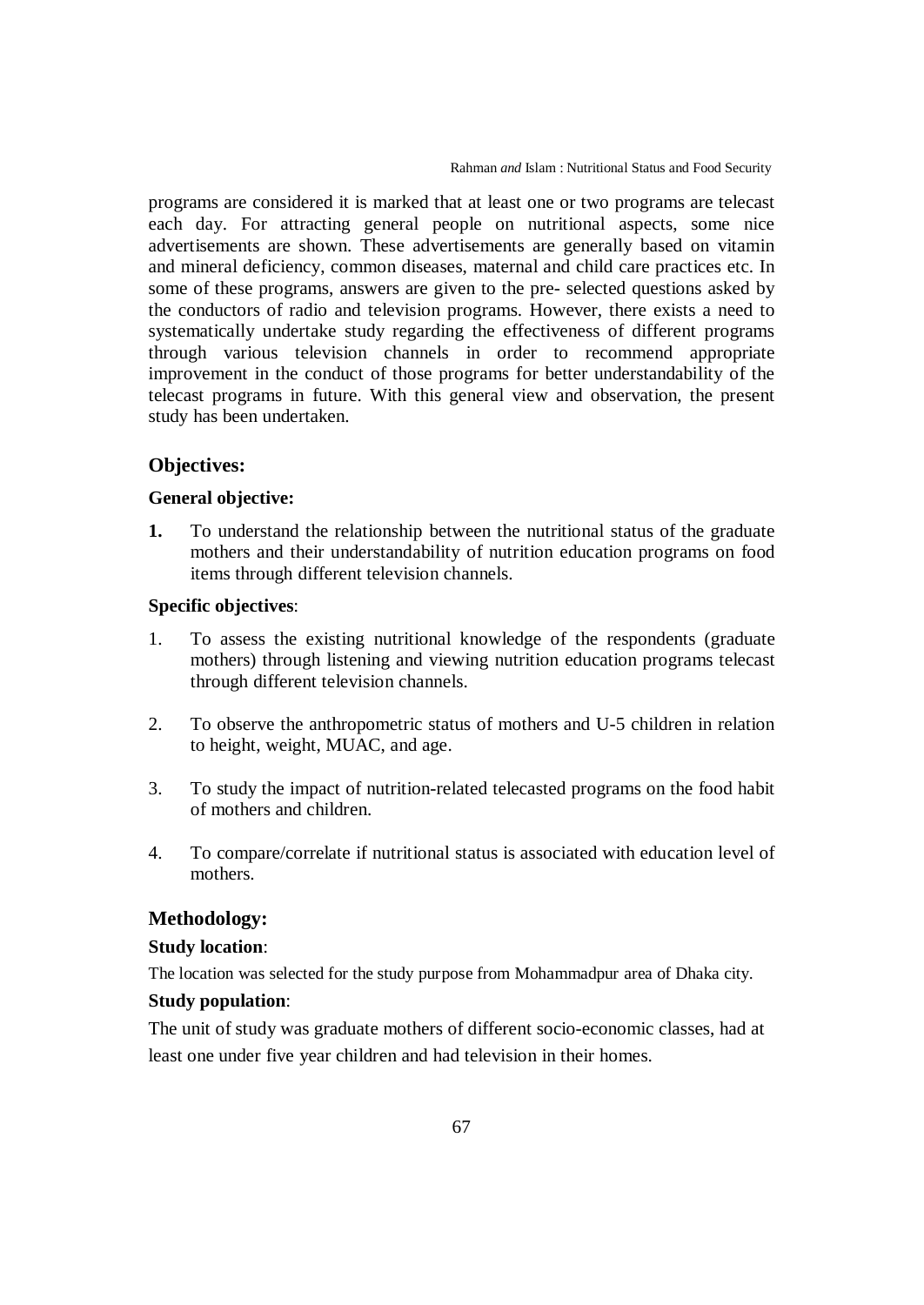programs are considered it is marked that at least one or two programs are telecast each day. For attracting general people on nutritional aspects, some nice advertisements are shown. These advertisements are generally based on vitamin and mineral deficiency, common diseases, maternal and child care practices etc. In some of these programs, answers are given to the pre- selected questions asked by the conductors of radio and television programs. However, there exists a need to systematically undertake study regarding the effectiveness of different programs through various television channels in order to recommend appropriate improvement in the conduct of those programs for better understandability of the telecast programs in future. With this general view and observation, the present study has been undertaken.

## Objectives:

### General objective:

**1.** To understand the relationship between the nutritional status of the graduate mothers and their understandability of nutrition education programs on food items through different television channels.

### Specific objectives:

1. To assess the existing nutritional knowledge of the respondents (graduate mothers) through listening and viewing nutrition education programs telecast through different television channels.

2. To observe the anthropometric status of mothers and U-5 children in relation to height, weight, MUAC, and age.

3. To study the impact of nutrition-related telecasted programs on the food habit of mothers and children.

4. To compare/correlate if nutritional status is associated with education level of mothers.

## Methodology:

### Study location:

The location was selected for the study purpose from Mohammadpur area of Dhaka city.

### Study population:

The unit of study was graduate mothers of different socio-economic classes, had at least one under five year children and had television in their homes.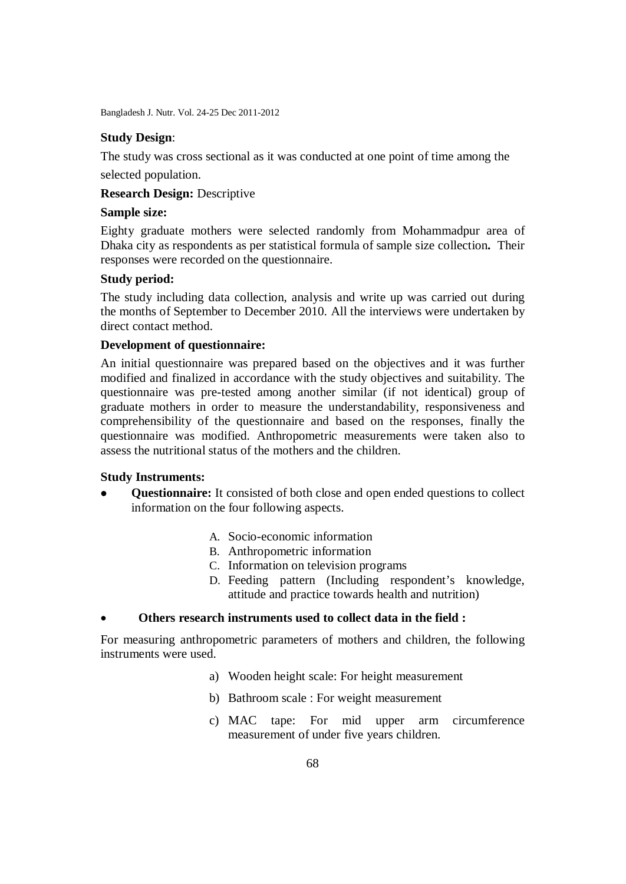**Study Design**:

The study was cross sectional as it was conducted at one point of time among the selected population.

**Research Design:** Descriptive

**Sample size:**

Eighty graduate mothers were selected randomly from Mohammadpur area of Dhaka city as respondents as per statistical formula of sample size collection**.** Their responses were recorded on the questionnaire.

**Study period:**

The study including data collection, analysis and write up was carried out during the months of September to December 2010. All the interviews were undertaken by direct contact method.

**Development of questionnaire:**

An initial questionnaire was prepared based on the objectives and it was further modified and finalized in accordance with the study objectives and suitability. The questionnaire was pre-tested among another similar (if not identical) group of graduate mothers in order to measure the understandability, responsiveness and comprehensibility of the questionnaire and based on the responses, finally the questionnaire was modified. Anthropometric measurements were taken also to assess the nutritional status of the mothers and the children.

**Study Instruments:**

- **Questionnaire:** It consisted of both close and open ended questions to collect information on the four following aspects.

  A. Socio-economic information
  B. Anthropometric information
  C. Information on television programs
  D. Feeding pattern (Including respondent's knowledge, attitude and practice towards health and nutrition)

- **Others research instruments used to collect data in the field :**

For measuring anthropometric parameters of mothers and children, the following instruments were used.

a) Wooden height scale: For height measurement

b) Bathroom scale : For weight measurement

c) MAC tape: For mid upper arm circumference measurement of under five years children.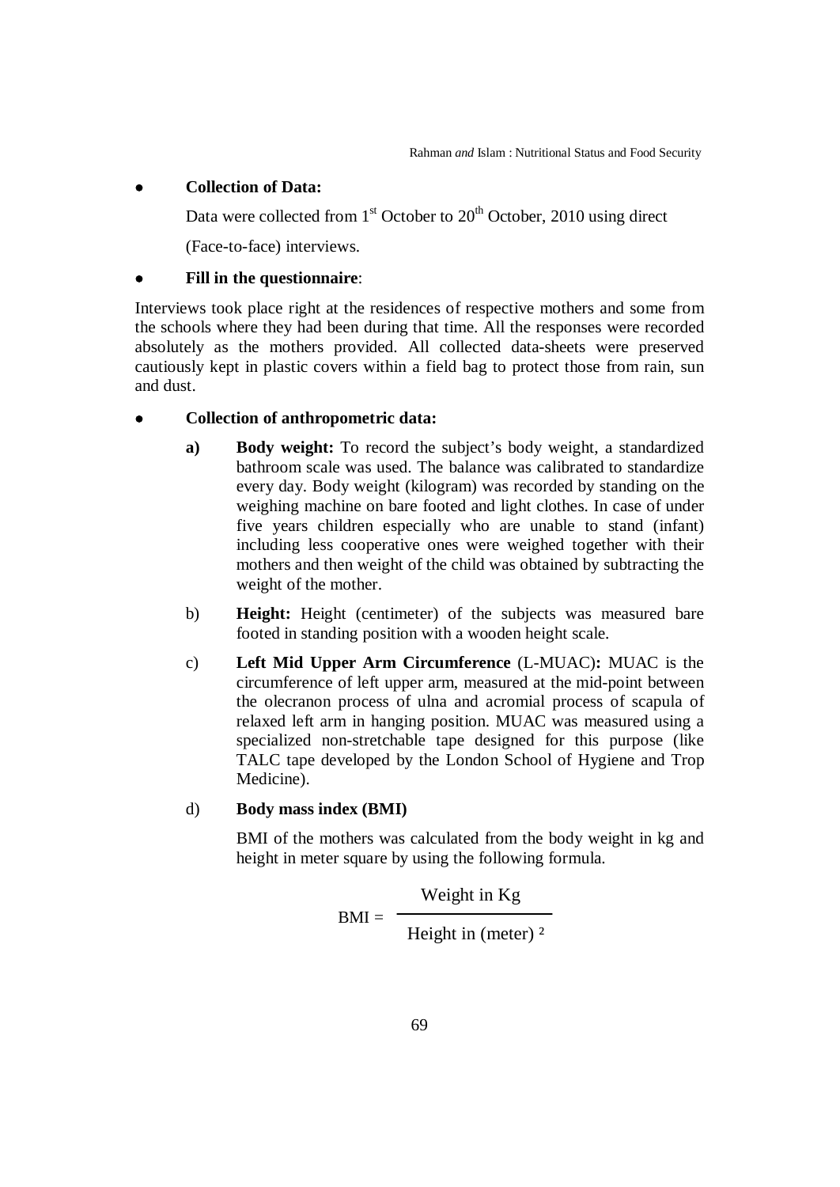- **Collection of Data:**

  Data were collected from 1st October to 20th October, 2010 using direct (Face-to-face) interviews.

- **Fill in the questionnaire**:

Interviews took place right at the residences of respective mothers and some from the schools where they had been during that time. All the responses were recorded absolutely as the mothers provided. All collected data-sheets were preserved cautiously kept in plastic covers within a field bag to protect those from rain, sun and dust.

- **Collection of anthropometric data:**

  **a)** **Body weight:** To record the subject's body weight, a standardized bathroom scale was used. The balance was calibrated to standardize every day. Body weight (kilogram) was recorded by standing on the weighing machine on bare footed and light clothes. In case of under five years children especially who are unable to stand (infant) including less cooperative ones were weighed together with their mothers and then weight of the child was obtained by subtracting the weight of the mother.

  b) **Height:** Height (centimeter) of the subjects was measured bare footed in standing position with a wooden height scale.

  c) **Left Mid Upper Arm Circumference** (L-MUAC)**:** MUAC is the circumference of left upper arm, measured at the mid-point between the olecranon process of ulna and acromial process of scapula of relaxed left arm in hanging position. MUAC was measured using a specialized non-stretchable tape designed for this purpose (like TALC tape developed by the London School of Hygiene and Trop Medicine).

  d) **Body mass index (BMI)**

  BMI of the mothers was calculated from the body weight in kg and height in meter square by using the following formula.

$$\text{BMI} = \frac{\text{Weight in Kg}}{\text{Height in (meter)}^2}$$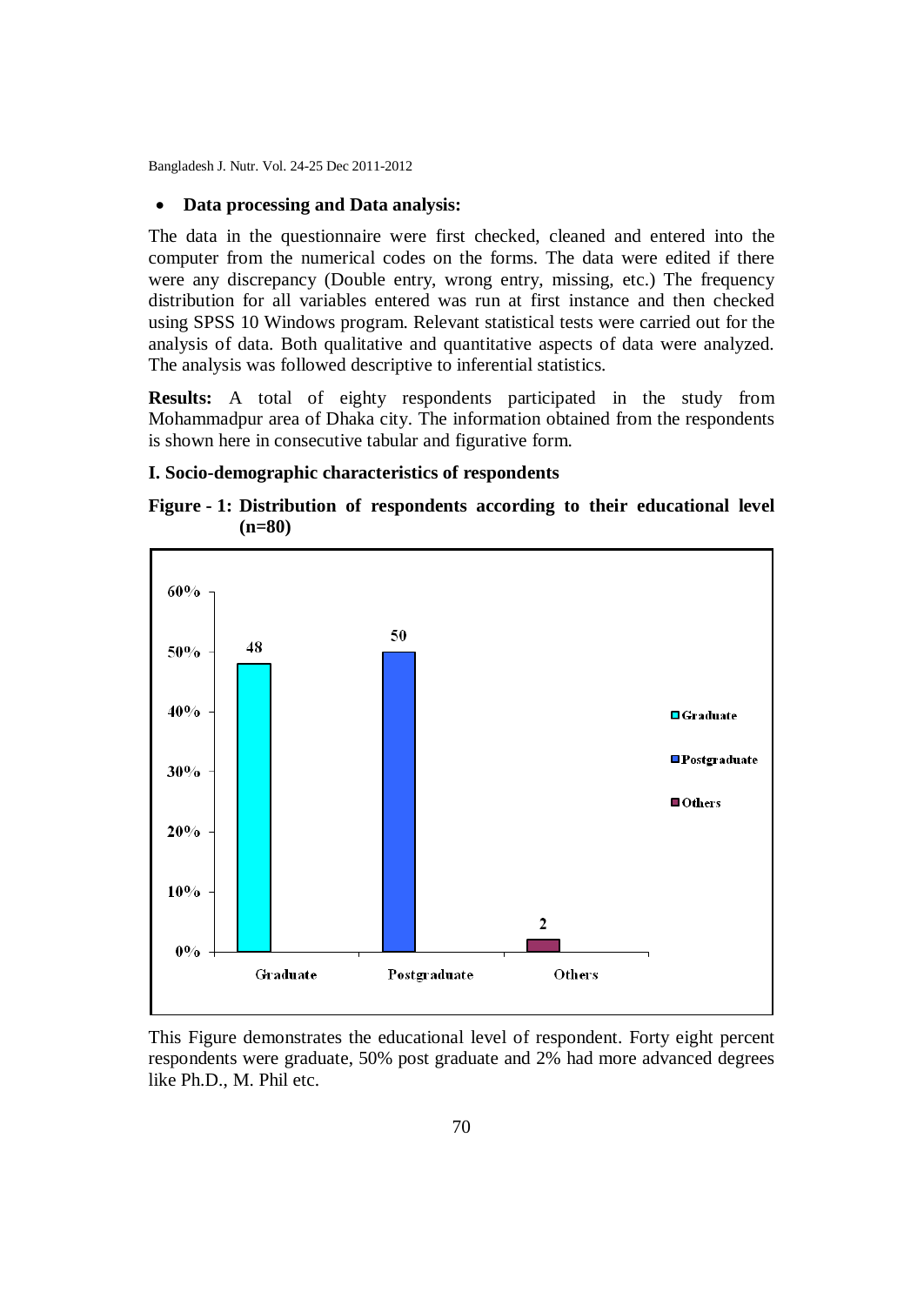- **Data processing and Data analysis:**

The data in the questionnaire were first checked, cleaned and entered into the computer from the numerical codes on the forms. The data were edited if there were any discrepancy (Double entry, wrong entry, missing, etc.) The frequency distribution for all variables entered was run at first instance and then checked using SPSS 10 Windows program. Relevant statistical tests were carried out for the analysis of data. Both qualitative and quantitative aspects of data were analyzed. The analysis was followed descriptive to inferential statistics.

**Results:** A total of eighty respondents participated in the study from Mohammadpur area of Dhaka city. The information obtained from the respondents is shown here in consecutive tabular and figurative form.

**I. Socio-demographic characteristics of respondents**

**Figure - 1: Distribution of respondents according to their educational level (n=80)**

60%
50%
40%
30%
20%
10%
0%

48
50
2

Graduate
Postgraduate
Others

Graduate
Postgraduate
Others

This Figure demonstrates the educational level of respondent. Forty eight percent respondents were graduate, 50% post graduate and 2% had more advanced degrees like Ph.D., M. Phil etc.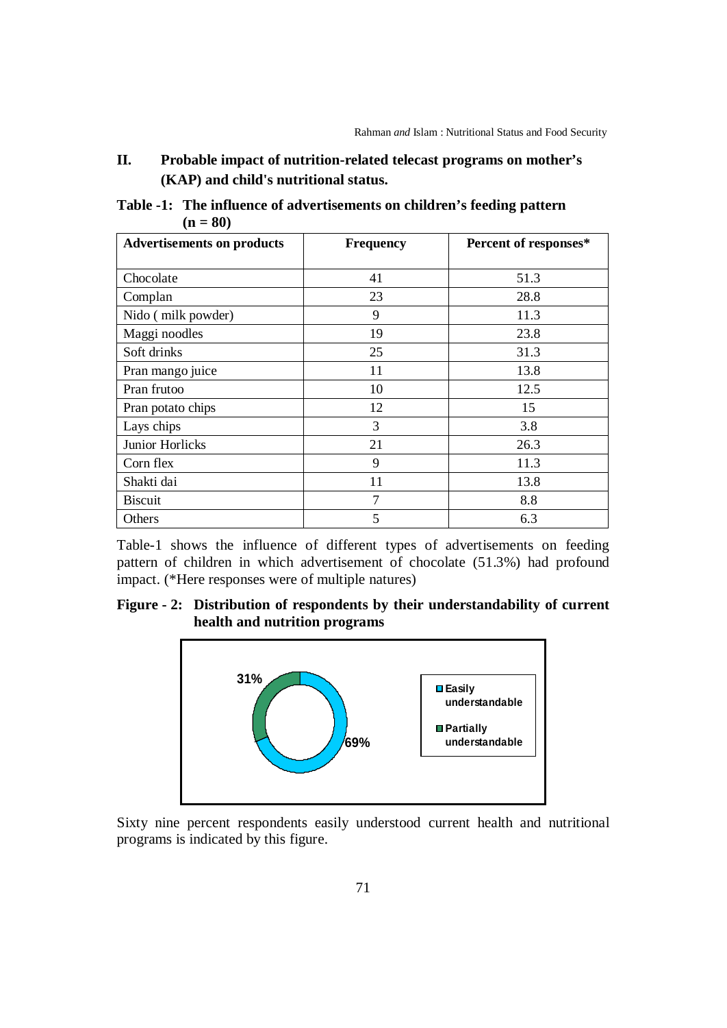## II. Probable impact of nutrition-related telecast programs on mother's (KAP) and child's nutritional status.

**Table -1: The influence of advertisements on children's feeding pattern (n = 80)**

| Advertisements on products | Frequency | Percent of responses* |
|---|---|---|
| Chocolate | 41 | 51.3 |
| Complan | 23 | 28.8 |
| Nido ( milk powder) | 9 | 11.3 |
| Maggi noodles | 19 | 23.8 |
| Soft drinks | 25 | 31.3 |
| Pran mango juice | 11 | 13.8 |
| Pran frutoo | 10 | 12.5 |
| Pran potato chips | 12 | 15 |
| Lays chips | 3 | 3.8 |
| Junior Horlicks | 21 | 26.3 |
| Corn flex | 9 | 11.3 |
| Shakti dai | 11 | 13.8 |
| Biscuit | 7 | 8.8 |
| Others | 5 | 6.3 |

Table-1 shows the influence of different types of advertisements on feeding pattern of children in which advertisement of chocolate (51.3%) had profound impact. (*Here responses were of multiple natures)

**Figure - 2: Distribution of respondents by their understandability of current health and nutrition programs**

31%

69%

Easily understandable

Partially understandable

Sixty nine percent respondents easily understood current health and nutritional programs is indicated by this figure.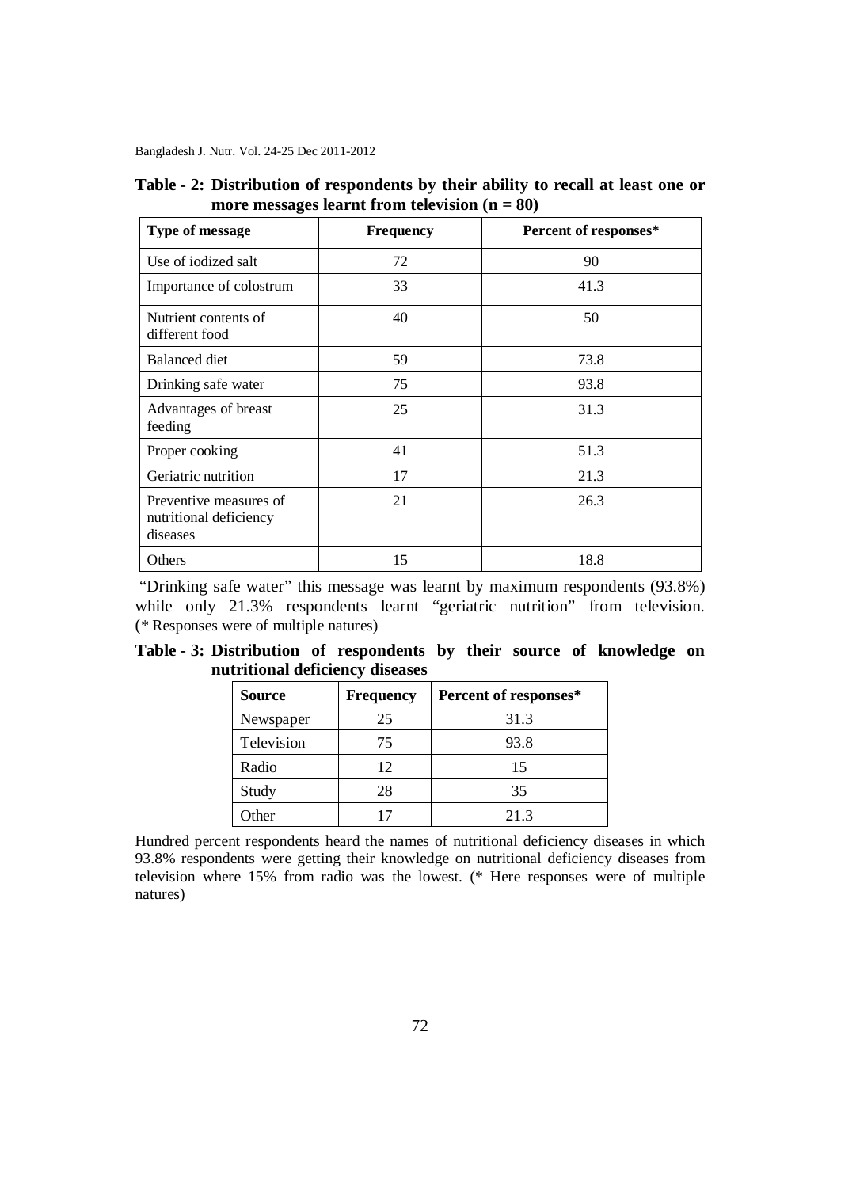**Table - 2: Distribution of respondents by their ability to recall at least one or more messages learnt from television (n = 80)**

| Type of message | Frequency | Percent of responses* |
|---|---|---|
| Use of iodized salt | 72 | 90 |
| Importance of colostrum | 33 | 41.3 |
| Nutrient contents of different food | 40 | 50 |
| Balanced diet | 59 | 73.8 |
| Drinking safe water | 75 | 93.8 |
| Advantages of breast feeding | 25 | 31.3 |
| Proper cooking | 41 | 51.3 |
| Geriatric nutrition | 17 | 21.3 |
| Preventive measures of nutritional deficiency diseases | 21 | 26.3 |
| Others | 15 | 18.8 |

"Drinking safe water" this message was learnt by maximum respondents (93.8%) while only 21.3% respondents learnt "geriatric nutrition" from television. (* Responses were of multiple natures)

**Table - 3: Distribution of respondents by their source of knowledge on nutritional deficiency diseases**

| Source | Frequency | Percent of responses* |
|---|---|---|
| Newspaper | 25 | 31.3 |
| Television | 75 | 93.8 |
| Radio | 12 | 15 |
| Study | 28 | 35 |
| Other | 17 | 21.3 |

Hundred percent respondents heard the names of nutritional deficiency diseases in which 93.8% respondents were getting their knowledge on nutritional deficiency diseases from television where 15% from radio was the lowest. (* Here responses were of multiple natures)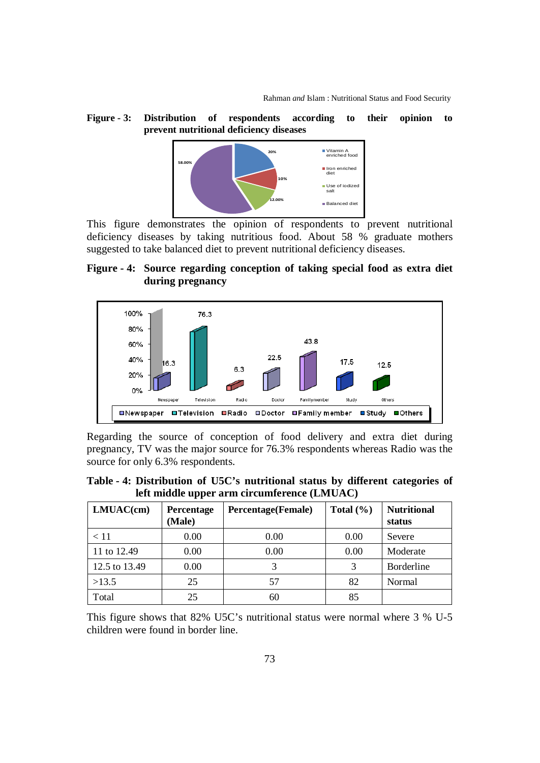**Figure - 3: Distribution of respondents according to their opinion to prevent nutritional deficiency diseases**

20%
10%
12.00%
58.00%
Vitamin A enriched food
Iron enriched diet
Use of iodized salt
Balanced diet

This figure demonstrates the opinion of respondents to prevent nutritional deficiency diseases by taking nutritious food. About 58 % graduate mothers suggested to take balanced diet to prevent nutritional deficiency diseases.

**Figure - 4: Source regarding conception of taking special food as extra diet during pregnancy**

100%
80%
60%
40%
20%
0%
16.3
76.3
6.3
22.5
43.8
17.5
12.5
Newspaper Television Radio Doctor Familymember Study Others
Newspaper Television Radio Doctor Family member Study Others

Regarding the source of conception of food delivery and extra diet during pregnancy, TV was the major source for 76.3% respondents whereas Radio was the source for only 6.3% respondents.

**Table - 4: Distribution of U5C's nutritional status by different categories of left middle upper arm circumference (LMUAC)**

| LMUAC(cm) | Percentage (Male) | Percentage(Female) | Total (%) | Nutritional status |
|---|---|---|---|---|
| < 11 | 0.00 | 0.00 | 0.00 | Severe |
| 11 to 12.49 | 0.00 | 0.00 | 0.00 | Moderate |
| 12.5 to 13.49 | 0.00 | 3 | 3 | Borderline |
| >13.5 | 25 | 57 | 82 | Normal |
| Total | 25 | 60 | 85 | |

This figure shows that 82% U5C's nutritional status were normal where 3 % U-5 children were found in border line.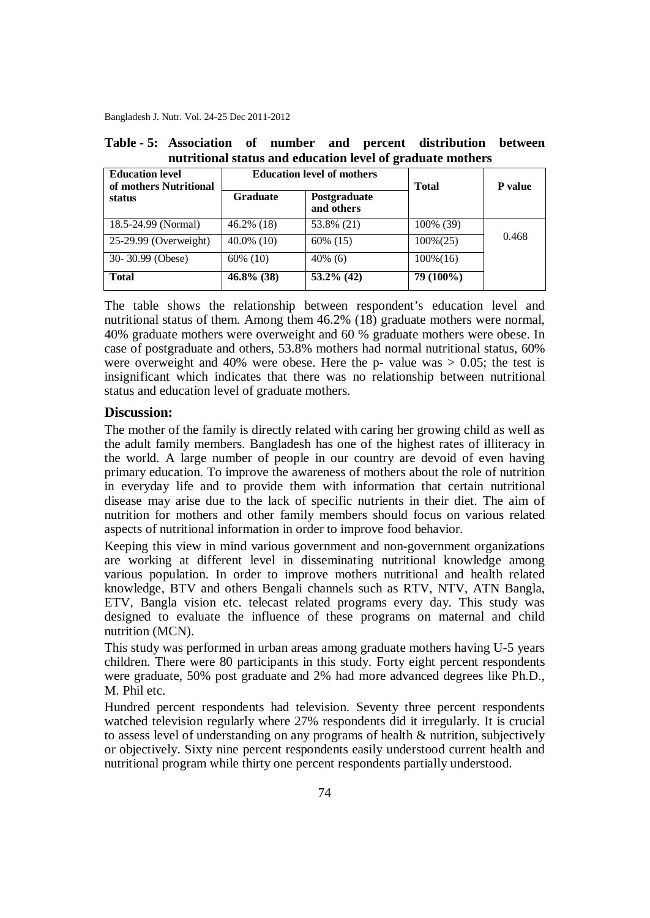**Table - 5: Association of number and percent distribution between nutritional status and education level of graduate mothers**

| Education level of mothers Nutritional status | Education level of mothers | | Total | P value |
|---|---|---|---|---|
| | Graduate | Postgraduate and others | | |
| 18.5-24.99 (Normal) | 46.2% (18) | 53.8% (21) | 100% (39) | 0.468 |
| 25-29.99 (Overweight) | 40.0% (10) | 60% (15) | 100%(25) | |
| 30- 30.99 (Obese) | 60% (10) | 40% (6) | 100%(16) | |
| **Total** | **46.8% (38)** | **53.2% (42)** | **79 (100%)** | |

The table shows the relationship between respondent's education level and nutritional status of them. Among them 46.2% (18) graduate mothers were normal, 40% graduate mothers were overweight and 60 % graduate mothers were obese. In case of postgraduate and others, 53.8% mothers had normal nutritional status, 60% were overweight and 40% were obese. Here the p- value was > 0.05; the test is insignificant which indicates that there was no relationship between nutritional status and education level of graduate mothers.

## Discussion:

The mother of the family is directly related with caring her growing child as well as the adult family members. Bangladesh has one of the highest rates of illiteracy in the world. A large number of people in our country are devoid of even having primary education. To improve the awareness of mothers about the role of nutrition in everyday life and to provide them with information that certain nutritional disease may arise due to the lack of specific nutrients in their diet. The aim of nutrition for mothers and other family members should focus on various related aspects of nutritional information in order to improve food behavior.

Keeping this view in mind various government and non-government organizations are working at different level in disseminating nutritional knowledge among various population. In order to improve mothers nutritional and health related knowledge, BTV and others Bengali channels such as RTV, NTV, ATN Bangla, ETV, Bangla vision etc. telecast related programs every day. This study was designed to evaluate the influence of these programs on maternal and child nutrition (MCN).

This study was performed in urban areas among graduate mothers having U-5 years children. There were 80 participants in this study. Forty eight percent respondents were graduate, 50% post graduate and 2% had more advanced degrees like Ph.D., M. Phil etc.

Hundred percent respondents had television. Seventy three percent respondents watched television regularly where 27% respondents did it irregularly. It is crucial to assess level of understanding on any programs of health & nutrition, subjectively or objectively. Sixty nine percent respondents easily understood current health and nutritional program while thirty one percent respondents partially understood.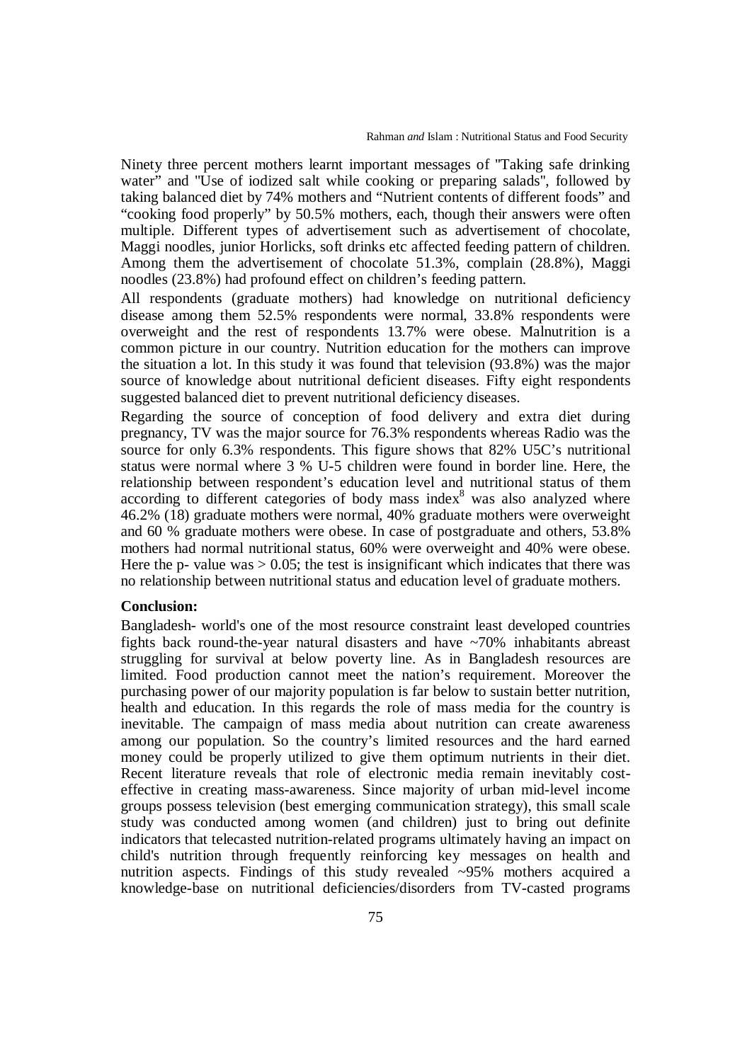Ninety three percent mothers learnt important messages of "Taking safe drinking water" and "Use of iodized salt while cooking or preparing salads", followed by taking balanced diet by 74% mothers and "Nutrient contents of different foods" and "cooking food properly" by 50.5% mothers, each, though their answers were often multiple. Different types of advertisement such as advertisement of chocolate, Maggi noodles, junior Horlicks, soft drinks etc affected feeding pattern of children. Among them the advertisement of chocolate 51.3%, complain (28.8%), Maggi noodles (23.8%) had profound effect on children's feeding pattern.

All respondents (graduate mothers) had knowledge on nutritional deficiency disease among them 52.5% respondents were normal, 33.8% respondents were overweight and the rest of respondents 13.7% were obese. Malnutrition is a common picture in our country. Nutrition education for the mothers can improve the situation a lot. In this study it was found that television (93.8%) was the major source of knowledge about nutritional deficient diseases. Fifty eight respondents suggested balanced diet to prevent nutritional deficiency diseases.

Regarding the source of conception of food delivery and extra diet during pregnancy, TV was the major source for 76.3% respondents whereas Radio was the source for only 6.3% respondents. This figure shows that 82% U5C's nutritional status were normal where 3 % U-5 children were found in border line. Here, the relationship between respondent's education level and nutritional status of them according to different categories of body mass index[8] was also analyzed where 46.2% (18) graduate mothers were normal, 40% graduate mothers were overweight and 60 % graduate mothers were obese. In case of postgraduate and others, 53.8% mothers had normal nutritional status, 60% were overweight and 40% were obese. Here the p- value was $> 0.05$; the test is insignificant which indicates that there was no relationship between nutritional status and education level of graduate mothers.

**Conclusion:**

Bangladesh- world's one of the most resource constraint least developed countries fights back round-the-year natural disasters and have ~70% inhabitants abreast struggling for survival at below poverty line. As in Bangladesh resources are limited. Food production cannot meet the nation's requirement. Moreover the purchasing power of our majority population is far below to sustain better nutrition, health and education. In this regards the role of mass media for the country is inevitable. The campaign of mass media about nutrition can create awareness among our population. So the country's limited resources and the hard earned money could be properly utilized to give them optimum nutrients in their diet. Recent literature reveals that role of electronic media remain inevitably cost-effective in creating mass-awareness. Since majority of urban mid-level income groups possess television (best emerging communication strategy), this small scale study was conducted among women (and children) just to bring out definite indicators that telecasted nutrition-related programs ultimately having an impact on child's nutrition through frequently reinforcing key messages on health and nutrition aspects. Findings of this study revealed ~95% mothers acquired a knowledge-base on nutritional deficiencies/disorders from TV-casted programs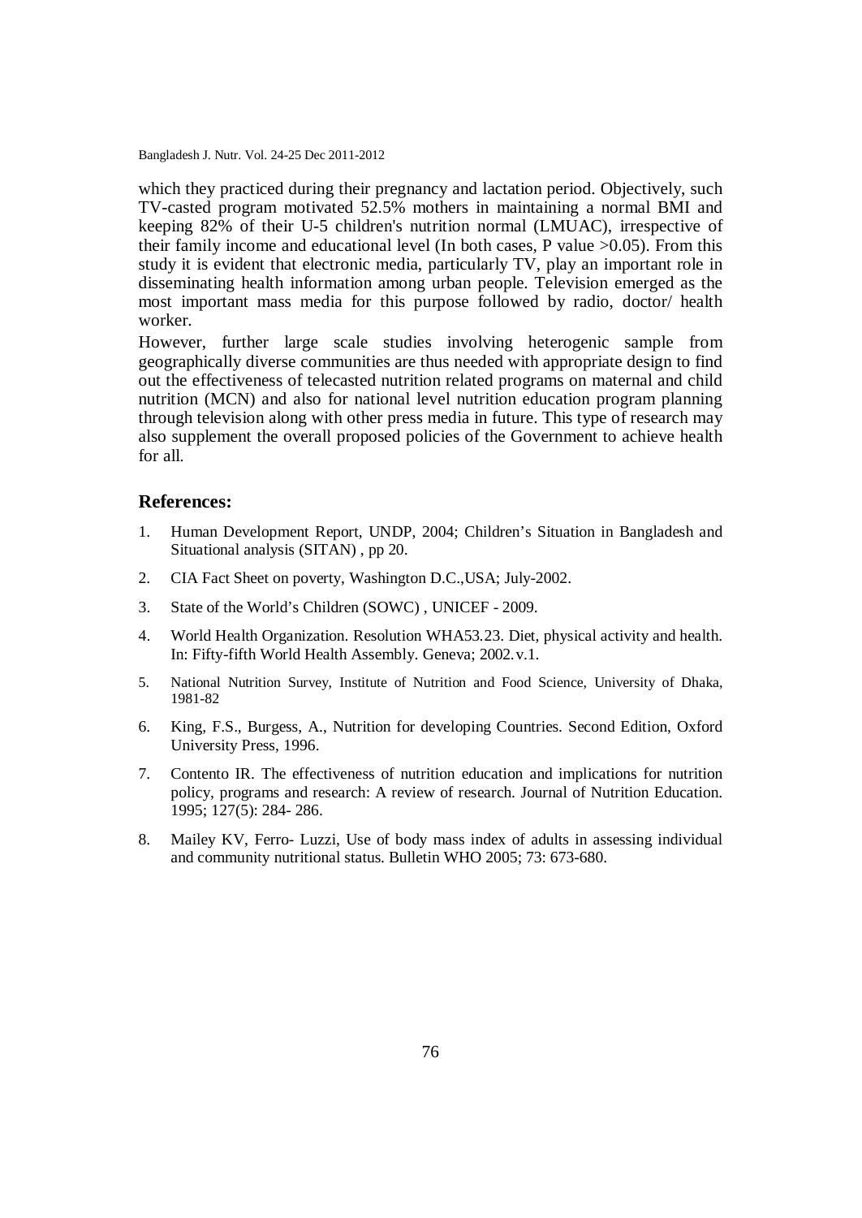which they practiced during their pregnancy and lactation period. Objectively, such TV-casted program motivated 52.5% mothers in maintaining a normal BMI and keeping 82% of their U-5 children's nutrition normal (LMUAC), irrespective of their family income and educational level (In both cases, P value >0.05). From this study it is evident that electronic media, particularly TV, play an important role in disseminating health information among urban people. Television emerged as the most important mass media for this purpose followed by radio, doctor/ health worker.

However, further large scale studies involving heterogenic sample from geographically diverse communities are thus needed with appropriate design to find out the effectiveness of telecasted nutrition related programs on maternal and child nutrition (MCN) and also for national level nutrition education program planning through television along with other press media in future. This type of research may also supplement the overall proposed policies of the Government to achieve health for all.

## References:

1. Human Development Report, UNDP, 2004; Children's Situation in Bangladesh and Situational analysis (SITAN) , pp 20.
2. CIA Fact Sheet on poverty, Washington D.C.,USA; July-2002.
3. State of the World's Children (SOWC) , UNICEF - 2009.
4. World Health Organization. Resolution WHA53.23. Diet, physical activity and health. In: Fifty-fifth World Health Assembly. Geneva; 2002.v.1.
5. National Nutrition Survey, Institute of Nutrition and Food Science, University of Dhaka, 1981-82
6. King, F.S., Burgess, A., Nutrition for developing Countries. Second Edition, Oxford University Press, 1996.
7. Contento IR. The effectiveness of nutrition education and implications for nutrition policy, programs and research: A review of research. Journal of Nutrition Education. 1995; 127(5): 284- 286.
8. Mailey KV, Ferro- Luzzi, Use of body mass index of adults in assessing individual and community nutritional status. Bulletin WHO 2005; 73: 673-680.